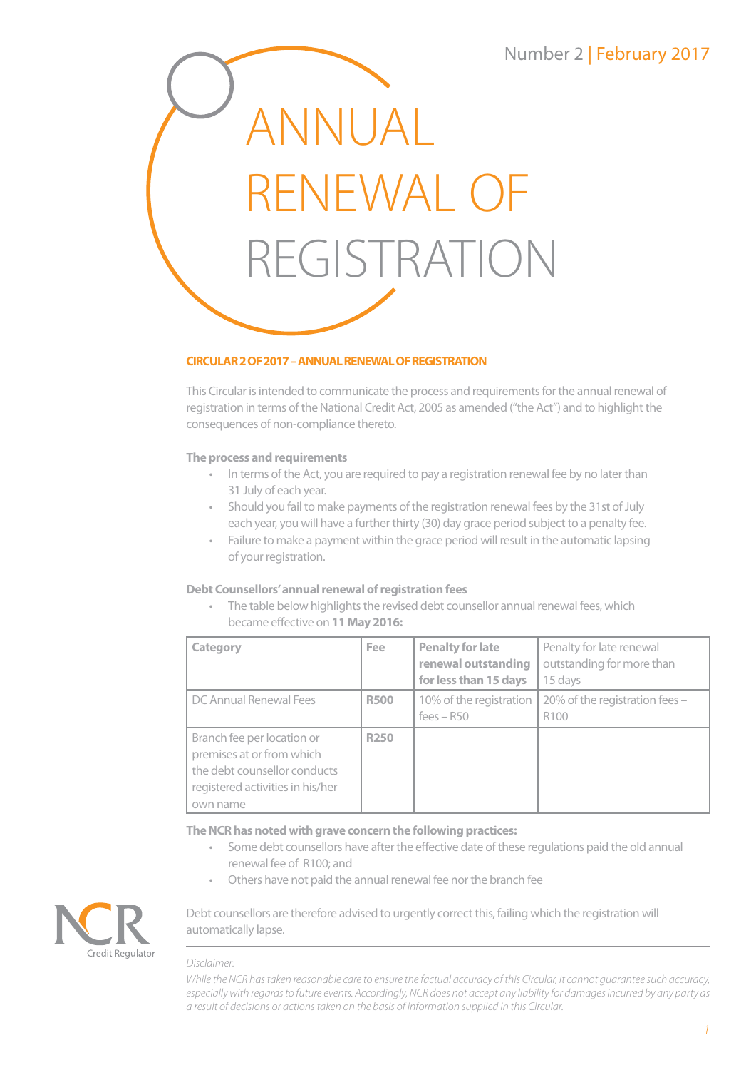Number 2 | February 2017

# ANNUAL RENEWAL OF REGISTRATION

## CIRCULAR 2 OF 2017 – ANNUAL RENEWAL OF REGISTRATION

This Circular is intended to communicate the process and requirements for the annual renewal of registration in terms of the National Credit Act, 2005 as amended ("the Act") and to highlight the consequences of non-compliance thereto.

### The process and requirements

- In terms of the Act, you are required to pay a registration renewal fee by no later than 31 July of each year.
- Should you fail to make payments of the registration renewal fees by the 31st of July each year, you will have a further thirty (30) day grace period subject to a penalty fee.
- Failure to make a payment within the grace period will result in the automatic lapsing of your registration.

### Debt Counsellors' annual renewal of registration fees

- The table below highlights the revised debt counsellor annual renewal fees, which became effective on **11 May 2016:**

| Category | Fee | Penalty for late renewal outstanding for less than 15 days | Penalty for late renewal outstanding for more than 15 days |
|---|---|---|---|
| DC Annual Renewal Fees | **R500** | 10% of the registration fees – R50 | 20% of the registration fees – R100 |
| Branch fee per location or premises at or from which the debt counsellor conducts registered activities in his/her own name | **R250** | | |

**The NCR has noted with grave concern the following practices:**

- Some debt counsellors have after the effective date of these regulations paid the old annual renewal fee of R100; and
- Others have not paid the annual renewal fee nor the branch fee

Debt counsellors are therefore advised to urgently correct this, failing which the registration will automatically lapse.

NCR Credit Regulator

---

*Disclaimer:*

*While the NCR has taken reasonable care to ensure the factual accuracy of this Circular, it cannot guarantee such accuracy, especially with regards to future events. Accordingly, NCR does not accept any liability for damages incurred by any party as a result of decisions or actions taken on the basis of information supplied in this Circular.*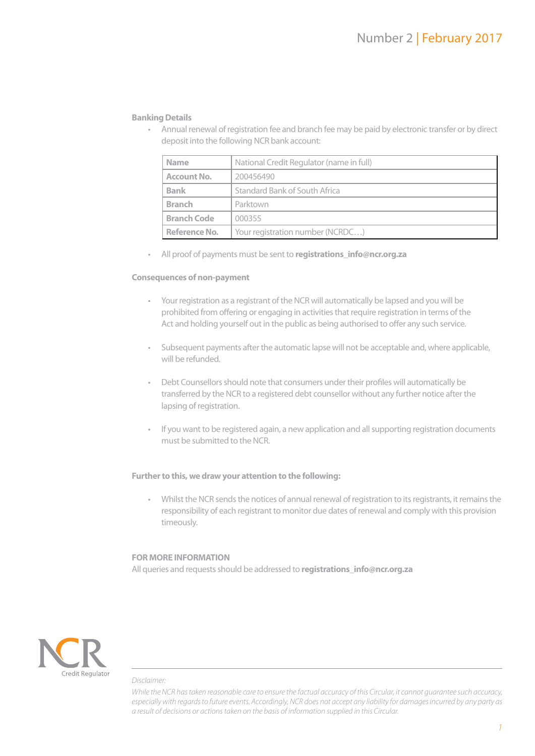**Banking Details**

- Annual renewal of registration fee and branch fee may be paid by electronic transfer or by direct deposit into the following NCR bank account:

| | |
|---|---|
| **Name** | National Credit Regulator (name in full) |
| **Account No.** | 200456490 |
| **Bank** | Standard Bank of South Africa |
| **Branch** | Parktown |
| **Branch Code** | 000355 |
| **Reference No.** | Your registration number (NCRDC…) |

- All proof of payments must be sent to **registrations_info@ncr.org.za**

**Consequences of non-payment**

- Your registration as a registrant of the NCR will automatically be lapsed and you will be prohibited from offering or engaging in activities that require registration in terms of the Act and holding yourself out in the public as being authorised to offer any such service.

- Subsequent payments after the automatic lapse will not be acceptable and, where applicable, will be refunded.

- Debt Counsellors should note that consumers under their profiles will automatically be transferred by the NCR to a registered debt counsellor without any further notice after the lapsing of registration.

- If you want to be registered again, a new application and all supporting registration documents must be submitted to the NCR.

**Further to this, we draw your attention to the following:**

- Whilst the NCR sends the notices of annual renewal of registration to its registrants, it remains the responsibility of each registrant to monitor due dates of renewal and comply with this provision timeously.

**FOR MORE INFORMATION**

All queries and requests should be addressed to **registrations_info@ncr.org.za**

NCR Credit Regulator

*Disclaimer:*

*While the NCR has taken reasonable care to ensure the factual accuracy of this Circular, it cannot guarantee such accuracy, especially with regards to future events. Accordingly, NCR does not accept any liability for damages incurred by any party as a result of decisions or actions taken on the basis of information supplied in this Circular.*